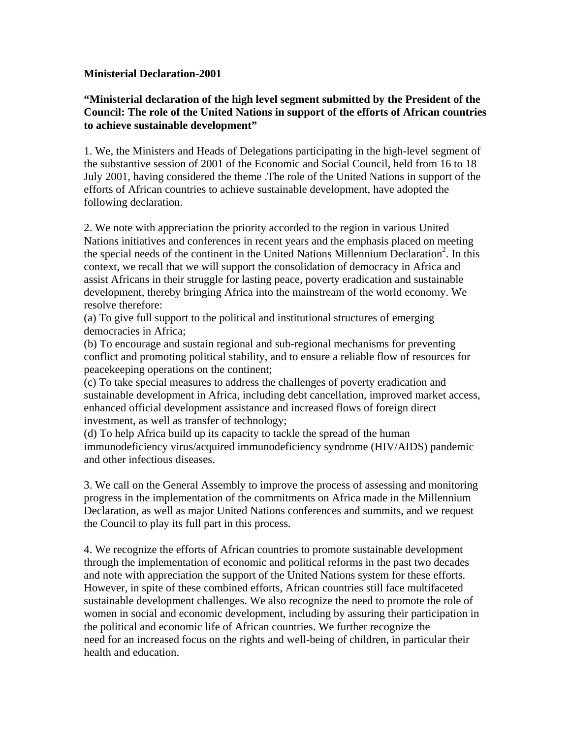**Ministerial Declaration-2001**

**"Ministerial declaration of the high level segment submitted by the President of the Council: The role of the United Nations in support of the efforts of African countries to achieve sustainable development"**

1. We, the Ministers and Heads of Delegations participating in the high-level segment of the substantive session of 2001 of the Economic and Social Council, held from 16 to 18 July 2001, having considered the theme .The role of the United Nations in support of the efforts of African countries to achieve sustainable development, have adopted the following declaration.

2. We note with appreciation the priority accorded to the region in various United Nations initiatives and conferences in recent years and the emphasis placed on meeting the special needs of the continent in the United Nations Millennium Declaration[2]. In this context, we recall that we will support the consolidation of democracy in Africa and assist Africans in their struggle for lasting peace, poverty eradication and sustainable development, thereby bringing Africa into the mainstream of the world economy. We resolve therefore:
(a) To give full support to the political and institutional structures of emerging democracies in Africa;
(b) To encourage and sustain regional and sub-regional mechanisms for preventing conflict and promoting political stability, and to ensure a reliable flow of resources for peacekeeping operations on the continent;
(c) To take special measures to address the challenges of poverty eradication and sustainable development in Africa, including debt cancellation, improved market access, enhanced official development assistance and increased flows of foreign direct investment, as well as transfer of technology;
(d) To help Africa build up its capacity to tackle the spread of the human immunodeficiency virus/acquired immunodeficiency syndrome (HIV/AIDS) pandemic and other infectious diseases.

3. We call on the General Assembly to improve the process of assessing and monitoring progress in the implementation of the commitments on Africa made in the Millennium Declaration, as well as major United Nations conferences and summits, and we request the Council to play its full part in this process.

4. We recognize the efforts of African countries to promote sustainable development through the implementation of economic and political reforms in the past two decades and note with appreciation the support of the United Nations system for these efforts. However, in spite of these combined efforts, African countries still face multifaceted sustainable development challenges. We also recognize the need to promote the role of women in social and economic development, including by assuring their participation in the political and economic life of African countries. We further recognize the need for an increased focus on the rights and well-being of children, in particular their health and education.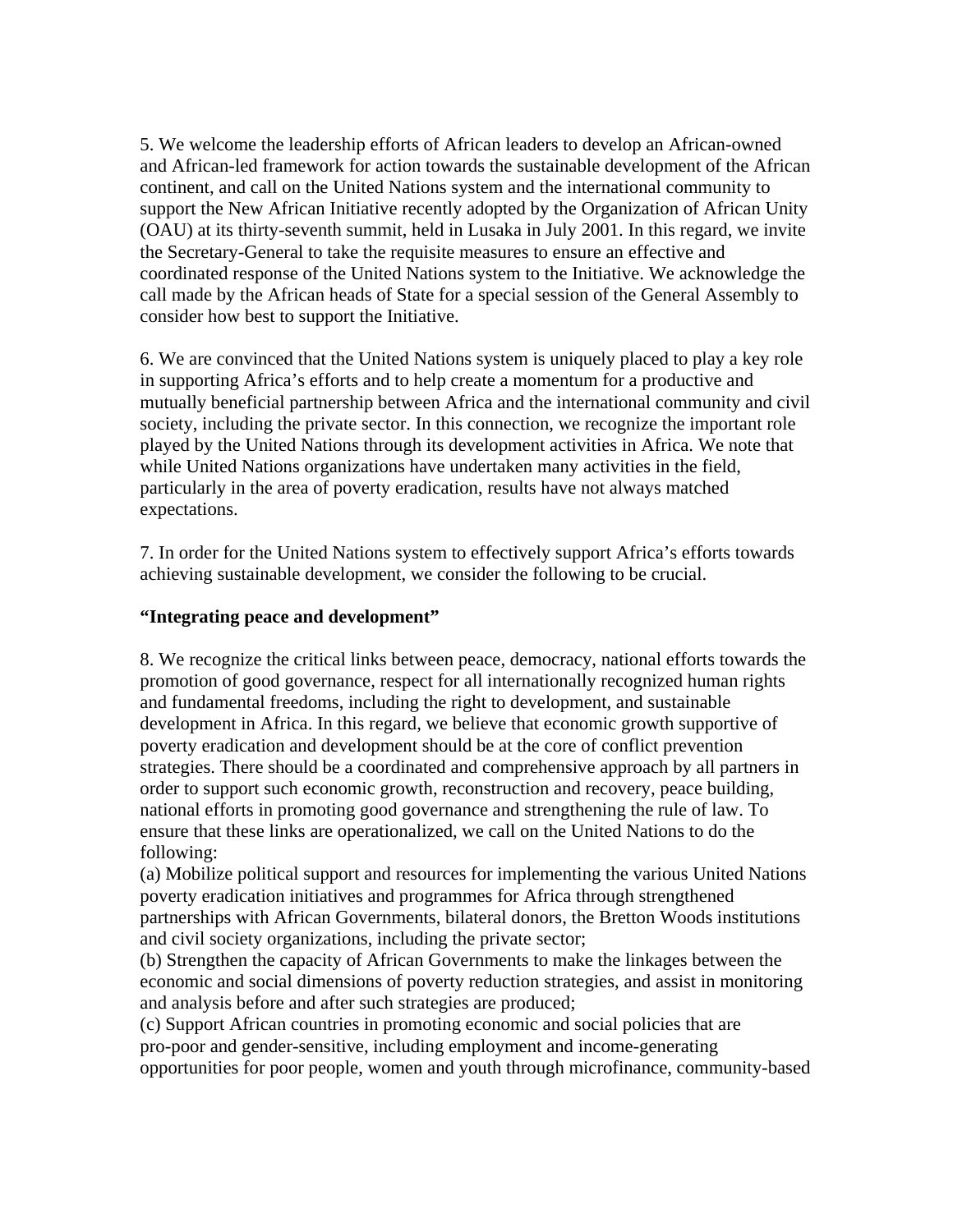5. We welcome the leadership efforts of African leaders to develop an African-owned and African-led framework for action towards the sustainable development of the African continent, and call on the United Nations system and the international community to support the New African Initiative recently adopted by the Organization of African Unity (OAU) at its thirty-seventh summit, held in Lusaka in July 2001. In this regard, we invite the Secretary-General to take the requisite measures to ensure an effective and coordinated response of the United Nations system to the Initiative. We acknowledge the call made by the African heads of State for a special session of the General Assembly to consider how best to support the Initiative.

6. We are convinced that the United Nations system is uniquely placed to play a key role in supporting Africa's efforts and to help create a momentum for a productive and mutually beneficial partnership between Africa and the international community and civil society, including the private sector. In this connection, we recognize the important role played by the United Nations through its development activities in Africa. We note that while United Nations organizations have undertaken many activities in the field, particularly in the area of poverty eradication, results have not always matched expectations.

7. In order for the United Nations system to effectively support Africa's efforts towards achieving sustainable development, we consider the following to be crucial.

**"Integrating peace and development"**

8. We recognize the critical links between peace, democracy, national efforts towards the promotion of good governance, respect for all internationally recognized human rights and fundamental freedoms, including the right to development, and sustainable development in Africa. In this regard, we believe that economic growth supportive of poverty eradication and development should be at the core of conflict prevention strategies. There should be a coordinated and comprehensive approach by all partners in order to support such economic growth, reconstruction and recovery, peace building, national efforts in promoting good governance and strengthening the rule of law. To ensure that these links are operationalized, we call on the United Nations to do the following:

(a) Mobilize political support and resources for implementing the various United Nations poverty eradication initiatives and programmes for Africa through strengthened partnerships with African Governments, bilateral donors, the Bretton Woods institutions and civil society organizations, including the private sector;

(b) Strengthen the capacity of African Governments to make the linkages between the economic and social dimensions of poverty reduction strategies, and assist in monitoring and analysis before and after such strategies are produced;

(c) Support African countries in promoting economic and social policies that are pro-poor and gender-sensitive, including employment and income-generating opportunities for poor people, women and youth through microfinance, community-based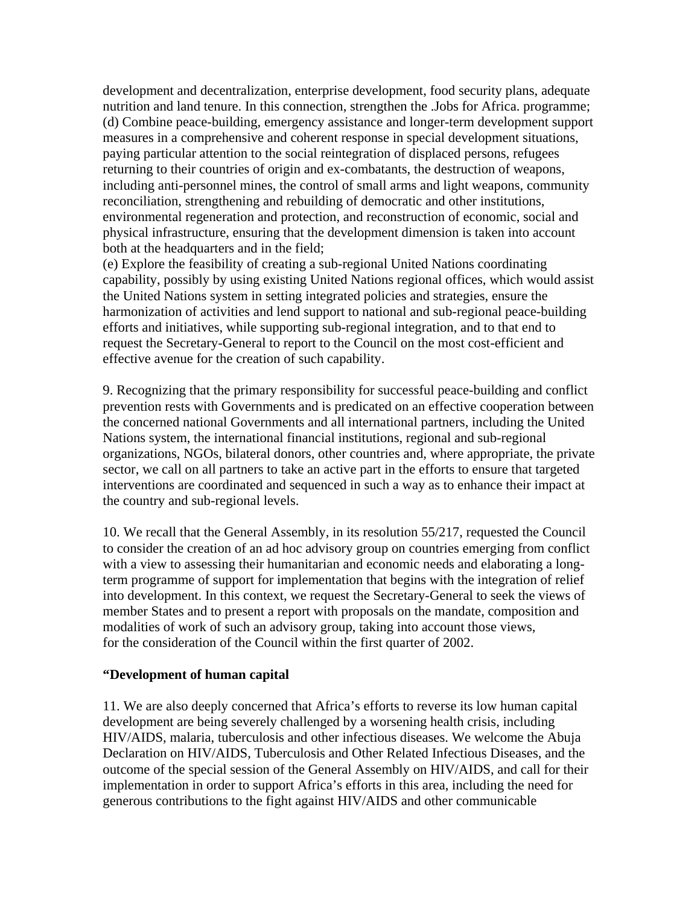development and decentralization, enterprise development, food security plans, adequate nutrition and land tenure. In this connection, strengthen the .Jobs for Africa. programme;
(d) Combine peace-building, emergency assistance and longer-term development support measures in a comprehensive and coherent response in special development situations, paying particular attention to the social reintegration of displaced persons, refugees returning to their countries of origin and ex-combatants, the destruction of weapons, including anti-personnel mines, the control of small arms and light weapons, community reconciliation, strengthening and rebuilding of democratic and other institutions, environmental regeneration and protection, and reconstruction of economic, social and physical infrastructure, ensuring that the development dimension is taken into account both at the headquarters and in the field;
(e) Explore the feasibility of creating a sub-regional United Nations coordinating capability, possibly by using existing United Nations regional offices, which would assist the United Nations system in setting integrated policies and strategies, ensure the harmonization of activities and lend support to national and sub-regional peace-building efforts and initiatives, while supporting sub-regional integration, and to that end to request the Secretary-General to report to the Council on the most cost-efficient and effective avenue for the creation of such capability.

9. Recognizing that the primary responsibility for successful peace-building and conflict prevention rests with Governments and is predicated on an effective cooperation between the concerned national Governments and all international partners, including the United Nations system, the international financial institutions, regional and sub-regional organizations, NGOs, bilateral donors, other countries and, where appropriate, the private sector, we call on all partners to take an active part in the efforts to ensure that targeted interventions are coordinated and sequenced in such a way as to enhance their impact at the country and sub-regional levels.

10. We recall that the General Assembly, in its resolution 55/217, requested the Council to consider the creation of an ad hoc advisory group on countries emerging from conflict with a view to assessing their humanitarian and economic needs and elaborating a long-term programme of support for implementation that begins with the integration of relief into development. In this context, we request the Secretary-General to seek the views of member States and to present a report with proposals on the mandate, composition and modalities of work of such an advisory group, taking into account those views, for the consideration of the Council within the first quarter of 2002.

**"Development of human capital**

11. We are also deeply concerned that Africa's efforts to reverse its low human capital development are being severely challenged by a worsening health crisis, including HIV/AIDS, malaria, tuberculosis and other infectious diseases. We welcome the Abuja Declaration on HIV/AIDS, Tuberculosis and Other Related Infectious Diseases, and the outcome of the special session of the General Assembly on HIV/AIDS, and call for their implementation in order to support Africa's efforts in this area, including the need for generous contributions to the fight against HIV/AIDS and other communicable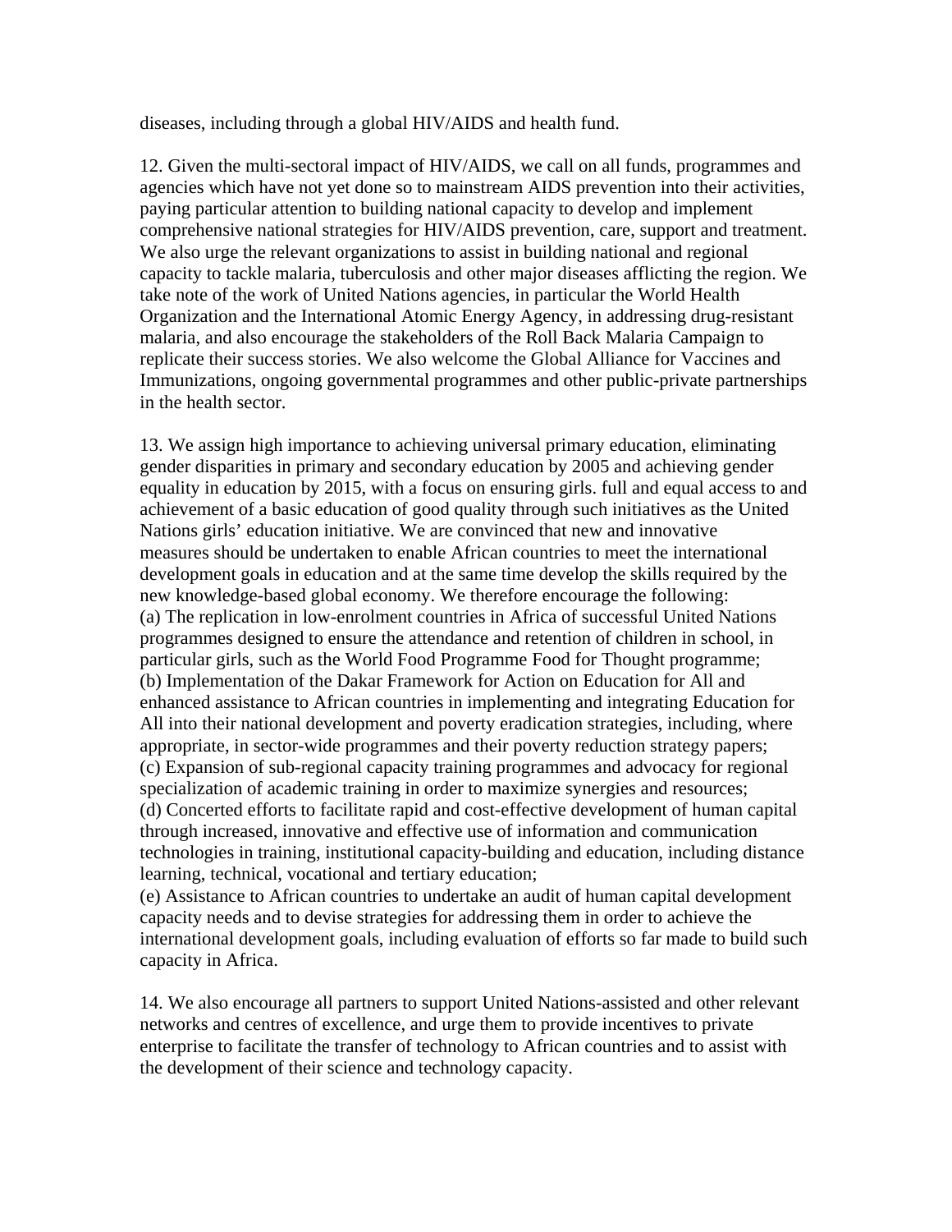diseases, including through a global HIV/AIDS and health fund.

12. Given the multi-sectoral impact of HIV/AIDS, we call on all funds, programmes and agencies which have not yet done so to mainstream AIDS prevention into their activities, paying particular attention to building national capacity to develop and implement comprehensive national strategies for HIV/AIDS prevention, care, support and treatment. We also urge the relevant organizations to assist in building national and regional capacity to tackle malaria, tuberculosis and other major diseases afflicting the region. We take note of the work of United Nations agencies, in particular the World Health Organization and the International Atomic Energy Agency, in addressing drug-resistant malaria, and also encourage the stakeholders of the Roll Back Malaria Campaign to replicate their success stories. We also welcome the Global Alliance for Vaccines and Immunizations, ongoing governmental programmes and other public-private partnerships in the health sector.

13. We assign high importance to achieving universal primary education, eliminating gender disparities in primary and secondary education by 2005 and achieving gender equality in education by 2015, with a focus on ensuring girls. full and equal access to and achievement of a basic education of good quality through such initiatives as the United Nations girls' education initiative. We are convinced that new and innovative measures should be undertaken to enable African countries to meet the international development goals in education and at the same time develop the skills required by the new knowledge-based global economy. We therefore encourage the following:
(a) The replication in low-enrolment countries in Africa of successful United Nations programmes designed to ensure the attendance and retention of children in school, in particular girls, such as the World Food Programme Food for Thought programme;
(b) Implementation of the Dakar Framework for Action on Education for All and enhanced assistance to African countries in implementing and integrating Education for All into their national development and poverty eradication strategies, including, where appropriate, in sector-wide programmes and their poverty reduction strategy papers;
(c) Expansion of sub-regional capacity training programmes and advocacy for regional specialization of academic training in order to maximize synergies and resources;
(d) Concerted efforts to facilitate rapid and cost-effective development of human capital through increased, innovative and effective use of information and communication technologies in training, institutional capacity-building and education, including distance learning, technical, vocational and tertiary education;
(e) Assistance to African countries to undertake an audit of human capital development capacity needs and to devise strategies for addressing them in order to achieve the international development goals, including evaluation of efforts so far made to build such capacity in Africa.

14. We also encourage all partners to support United Nations-assisted and other relevant networks and centres of excellence, and urge them to provide incentives to private enterprise to facilitate the transfer of technology to African countries and to assist with the development of their science and technology capacity.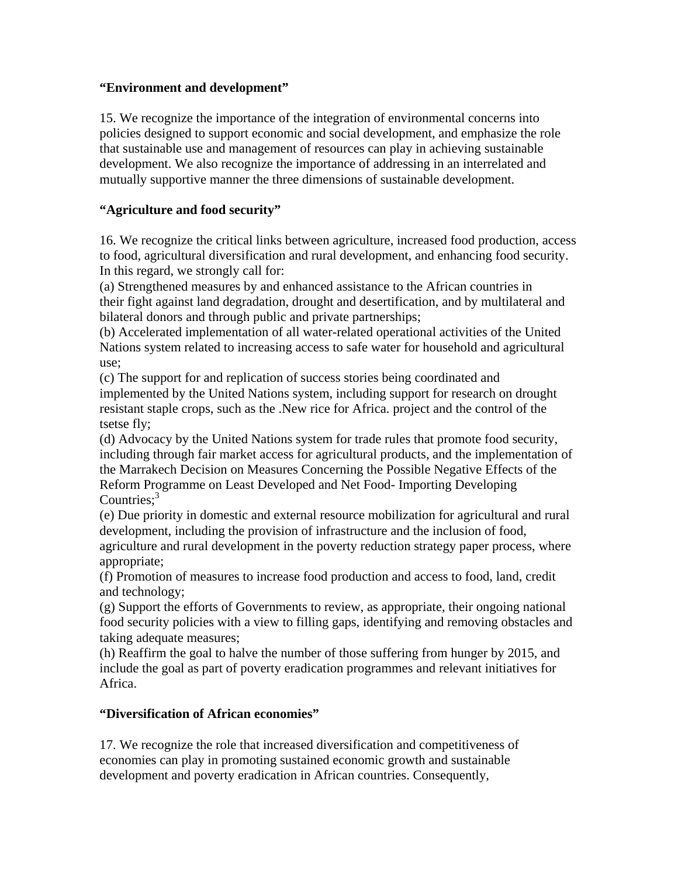**“Environment and development”**

15. We recognize the importance of the integration of environmental concerns into policies designed to support economic and social development, and emphasize the role that sustainable use and management of resources can play in achieving sustainable development. We also recognize the importance of addressing in an interrelated and mutually supportive manner the three dimensions of sustainable development.

**“Agriculture and food security”**

16. We recognize the critical links between agriculture, increased food production, access to food, agricultural diversification and rural development, and enhancing food security. In this regard, we strongly call for:
(a) Strengthened measures by and enhanced assistance to the African countries in their fight against land degradation, drought and desertification, and by multilateral and bilateral donors and through public and private partnerships;
(b) Accelerated implementation of all water-related operational activities of the United Nations system related to increasing access to safe water for household and agricultural use;
(c) The support for and replication of success stories being coordinated and implemented by the United Nations system, including support for research on drought resistant staple crops, such as the .New rice for Africa. project and the control of the tsetse fly;
(d) Advocacy by the United Nations system for trade rules that promote food security, including through fair market access for agricultural products, and the implementation of the Marrakech Decision on Measures Concerning the Possible Negative Effects of the Reform Programme on Least Developed and Net Food- Importing Developing Countries;[3]
(e) Due priority in domestic and external resource mobilization for agricultural and rural development, including the provision of infrastructure and the inclusion of food, agriculture and rural development in the poverty reduction strategy paper process, where appropriate;
(f) Promotion of measures to increase food production and access to food, land, credit and technology;
(g) Support the efforts of Governments to review, as appropriate, their ongoing national food security policies with a view to filling gaps, identifying and removing obstacles and taking adequate measures;
(h) Reaffirm the goal to halve the number of those suffering from hunger by 2015, and include the goal as part of poverty eradication programmes and relevant initiatives for Africa.

**“Diversification of African economies”**

17. We recognize the role that increased diversification and competitiveness of economies can play in promoting sustained economic growth and sustainable development and poverty eradication in African countries. Consequently,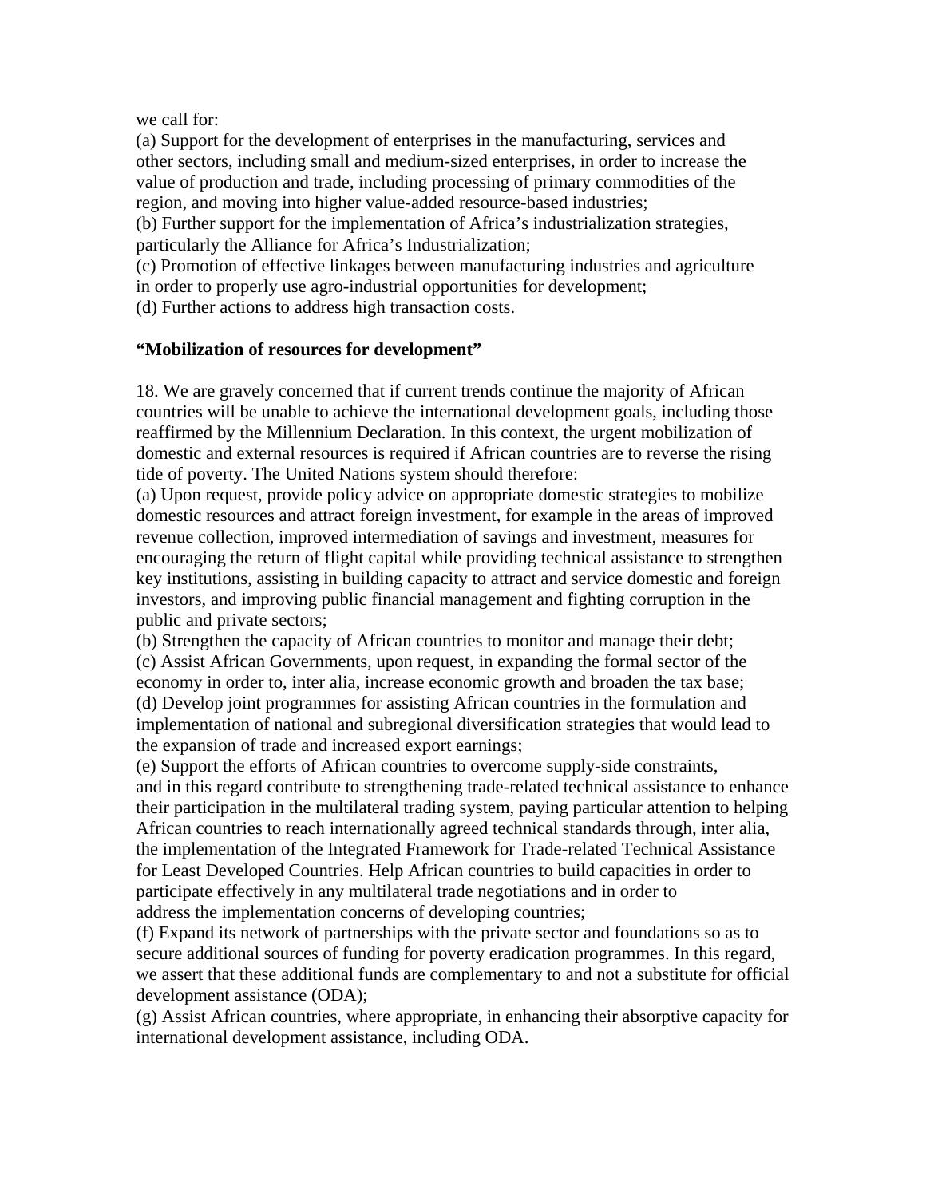we call for:

(a) Support for the development of enterprises in the manufacturing, services and other sectors, including small and medium-sized enterprises, in order to increase the value of production and trade, including processing of primary commodities of the region, and moving into higher value-added resource-based industries;

(b) Further support for the implementation of Africa's industrialization strategies, particularly the Alliance for Africa's Industrialization;

(c) Promotion of effective linkages between manufacturing industries and agriculture in order to properly use agro-industrial opportunities for development;

(d) Further actions to address high transaction costs.

**"Mobilization of resources for development"**

18. We are gravely concerned that if current trends continue the majority of African countries will be unable to achieve the international development goals, including those reaffirmed by the Millennium Declaration. In this context, the urgent mobilization of domestic and external resources is required if African countries are to reverse the rising tide of poverty. The United Nations system should therefore:

(a) Upon request, provide policy advice on appropriate domestic strategies to mobilize domestic resources and attract foreign investment, for example in the areas of improved revenue collection, improved intermediation of savings and investment, measures for encouraging the return of flight capital while providing technical assistance to strengthen key institutions, assisting in building capacity to attract and service domestic and foreign investors, and improving public financial management and fighting corruption in the public and private sectors;

(b) Strengthen the capacity of African countries to monitor and manage their debt;

(c) Assist African Governments, upon request, in expanding the formal sector of the economy in order to, inter alia, increase economic growth and broaden the tax base;

(d) Develop joint programmes for assisting African countries in the formulation and implementation of national and subregional diversification strategies that would lead to the expansion of trade and increased export earnings;

(e) Support the efforts of African countries to overcome supply-side constraints, and in this regard contribute to strengthening trade-related technical assistance to enhance their participation in the multilateral trading system, paying particular attention to helping African countries to reach internationally agreed technical standards through, inter alia, the implementation of the Integrated Framework for Trade-related Technical Assistance for Least Developed Countries. Help African countries to build capacities in order to participate effectively in any multilateral trade negotiations and in order to address the implementation concerns of developing countries;

(f) Expand its network of partnerships with the private sector and foundations so as to secure additional sources of funding for poverty eradication programmes. In this regard, we assert that these additional funds are complementary to and not a substitute for official development assistance (ODA);

(g) Assist African countries, where appropriate, in enhancing their absorptive capacity for international development assistance, including ODA.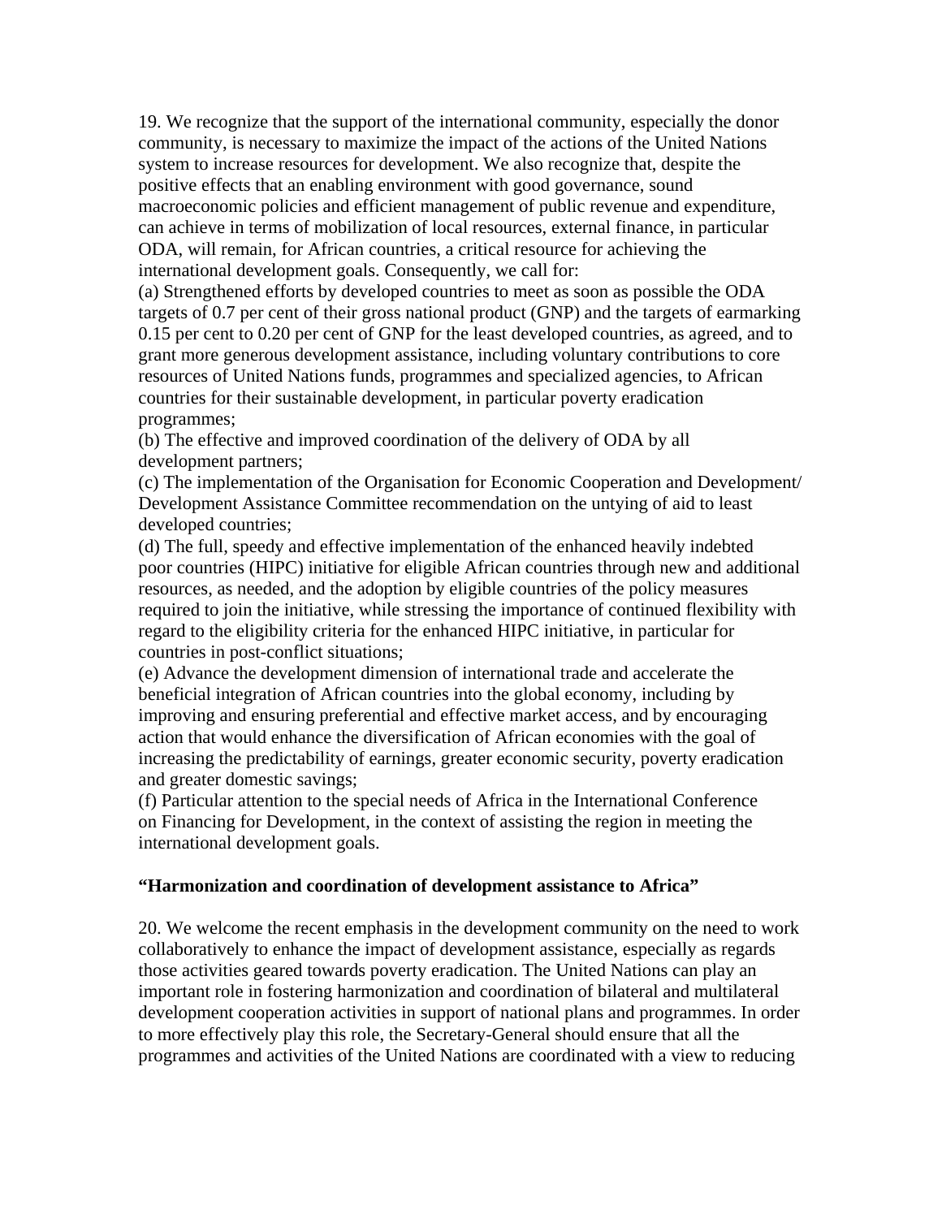19. We recognize that the support of the international community, especially the donor community, is necessary to maximize the impact of the actions of the United Nations system to increase resources for development. We also recognize that, despite the positive effects that an enabling environment with good governance, sound macroeconomic policies and efficient management of public revenue and expenditure, can achieve in terms of mobilization of local resources, external finance, in particular ODA, will remain, for African countries, a critical resource for achieving the international development goals. Consequently, we call for:

(a) Strengthened efforts by developed countries to meet as soon as possible the ODA targets of 0.7 per cent of their gross national product (GNP) and the targets of earmarking 0.15 per cent to 0.20 per cent of GNP for the least developed countries, as agreed, and to grant more generous development assistance, including voluntary contributions to core resources of United Nations funds, programmes and specialized agencies, to African countries for their sustainable development, in particular poverty eradication programmes;

(b) The effective and improved coordination of the delivery of ODA by all development partners;

(c) The implementation of the Organisation for Economic Cooperation and Development/ Development Assistance Committee recommendation on the untying of aid to least developed countries;

(d) The full, speedy and effective implementation of the enhanced heavily indebted poor countries (HIPC) initiative for eligible African countries through new and additional resources, as needed, and the adoption by eligible countries of the policy measures required to join the initiative, while stressing the importance of continued flexibility with regard to the eligibility criteria for the enhanced HIPC initiative, in particular for countries in post-conflict situations;

(e) Advance the development dimension of international trade and accelerate the beneficial integration of African countries into the global economy, including by improving and ensuring preferential and effective market access, and by encouraging action that would enhance the diversification of African economies with the goal of increasing the predictability of earnings, greater economic security, poverty eradication and greater domestic savings;

(f) Particular attention to the special needs of Africa in the International Conference on Financing for Development, in the context of assisting the region in meeting the international development goals.

**“Harmonization and coordination of development assistance to Africa”**

20. We welcome the recent emphasis in the development community on the need to work collaboratively to enhance the impact of development assistance, especially as regards those activities geared towards poverty eradication. The United Nations can play an important role in fostering harmonization and coordination of bilateral and multilateral development cooperation activities in support of national plans and programmes. In order to more effectively play this role, the Secretary-General should ensure that all the programmes and activities of the United Nations are coordinated with a view to reducing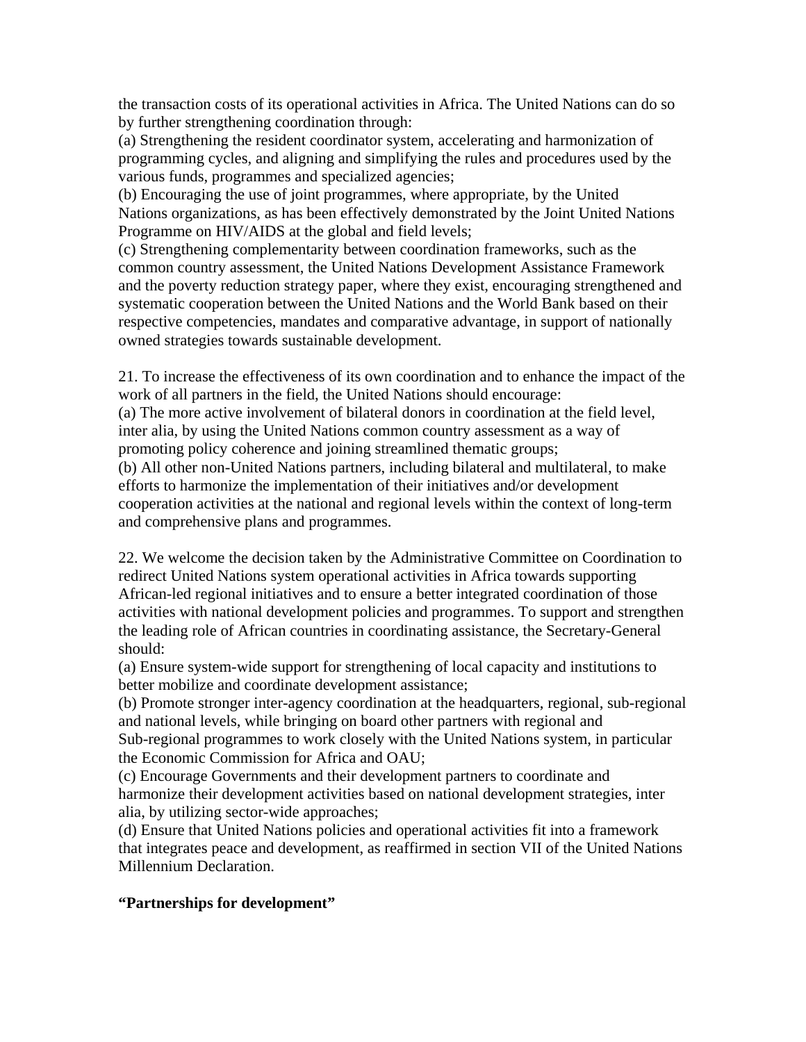the transaction costs of its operational activities in Africa. The United Nations can do so by further strengthening coordination through:

(a) Strengthening the resident coordinator system, accelerating and harmonization of programming cycles, and aligning and simplifying the rules and procedures used by the various funds, programmes and specialized agencies;

(b) Encouraging the use of joint programmes, where appropriate, by the United Nations organizations, as has been effectively demonstrated by the Joint United Nations Programme on HIV/AIDS at the global and field levels;

(c) Strengthening complementarity between coordination frameworks, such as the common country assessment, the United Nations Development Assistance Framework and the poverty reduction strategy paper, where they exist, encouraging strengthened and systematic cooperation between the United Nations and the World Bank based on their respective competencies, mandates and comparative advantage, in support of nationally owned strategies towards sustainable development.

21. To increase the effectiveness of its own coordination and to enhance the impact of the work of all partners in the field, the United Nations should encourage:

(a) The more active involvement of bilateral donors in coordination at the field level, inter alia, by using the United Nations common country assessment as a way of promoting policy coherence and joining streamlined thematic groups;

(b) All other non-United Nations partners, including bilateral and multilateral, to make efforts to harmonize the implementation of their initiatives and/or development cooperation activities at the national and regional levels within the context of long-term and comprehensive plans and programmes.

22. We welcome the decision taken by the Administrative Committee on Coordination to redirect United Nations system operational activities in Africa towards supporting African-led regional initiatives and to ensure a better integrated coordination of those activities with national development policies and programmes. To support and strengthen the leading role of African countries in coordinating assistance, the Secretary-General should:

(a) Ensure system-wide support for strengthening of local capacity and institutions to better mobilize and coordinate development assistance;

(b) Promote stronger inter-agency coordination at the headquarters, regional, sub-regional and national levels, while bringing on board other partners with regional and Sub-regional programmes to work closely with the United Nations system, in particular the Economic Commission for Africa and OAU;

(c) Encourage Governments and their development partners to coordinate and harmonize their development activities based on national development strategies, inter alia, by utilizing sector-wide approaches;

(d) Ensure that United Nations policies and operational activities fit into a framework that integrates peace and development, as reaffirmed in section VII of the United Nations Millennium Declaration.

**“Partnerships for development”**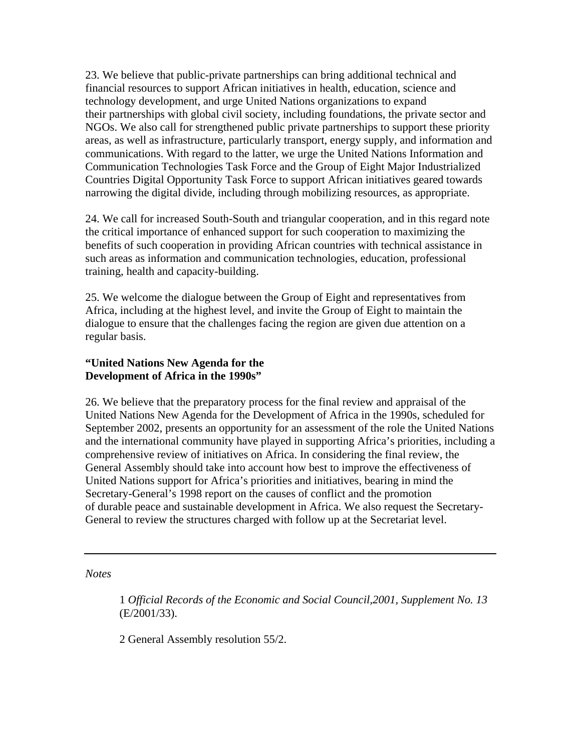23. We believe that public-private partnerships can bring additional technical and financial resources to support African initiatives in health, education, science and technology development, and urge United Nations organizations to expand their partnerships with global civil society, including foundations, the private sector and NGOs. We also call for strengthened public private partnerships to support these priority areas, as well as infrastructure, particularly transport, energy supply, and information and communications. With regard to the latter, we urge the United Nations Information and Communication Technologies Task Force and the Group of Eight Major Industrialized Countries Digital Opportunity Task Force to support African initiatives geared towards narrowing the digital divide, including through mobilizing resources, as appropriate.

24. We call for increased South-South and triangular cooperation, and in this regard note the critical importance of enhanced support for such cooperation to maximizing the benefits of such cooperation in providing African countries with technical assistance in such areas as information and communication technologies, education, professional training, health and capacity-building.

25. We welcome the dialogue between the Group of Eight and representatives from Africa, including at the highest level, and invite the Group of Eight to maintain the dialogue to ensure that the challenges facing the region are given due attention on a regular basis.

**"United Nations New Agenda for the Development of Africa in the 1990s"**

26. We believe that the preparatory process for the final review and appraisal of the United Nations New Agenda for the Development of Africa in the 1990s, scheduled for September 2002, presents an opportunity for an assessment of the role the United Nations and the international community have played in supporting Africa's priorities, including a comprehensive review of initiatives on Africa. In considering the final review, the General Assembly should take into account how best to improve the effectiveness of United Nations support for Africa's priorities and initiatives, bearing in mind the Secretary-General's 1998 report on the causes of conflict and the promotion of durable peace and sustainable development in Africa. We also request the Secretary-General to review the structures charged with follow up at the Secretariat level.

---

*Notes*

1 *Official Records of the Economic and Social Council,2001, Supplement No. 13* (E/2001/33).

2 General Assembly resolution 55/2.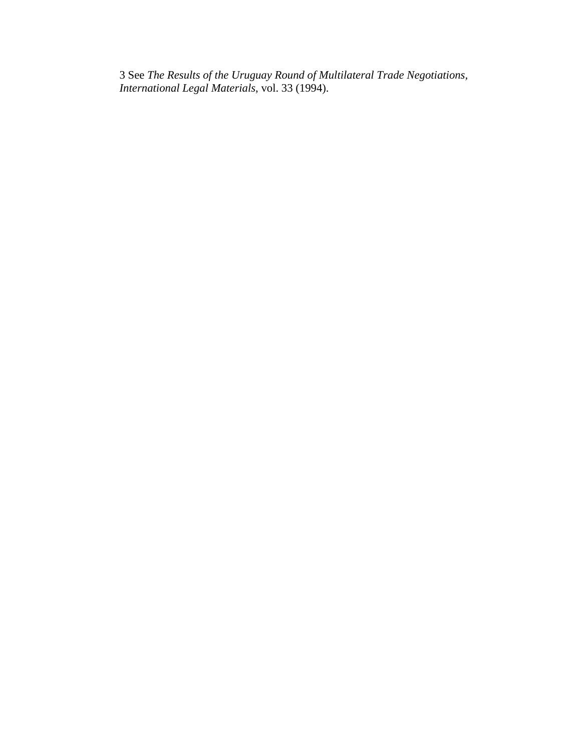3 See *The Results of the Uruguay Round of Multilateral Trade Negotiations, International Legal Materials*, vol. 33 (1994).